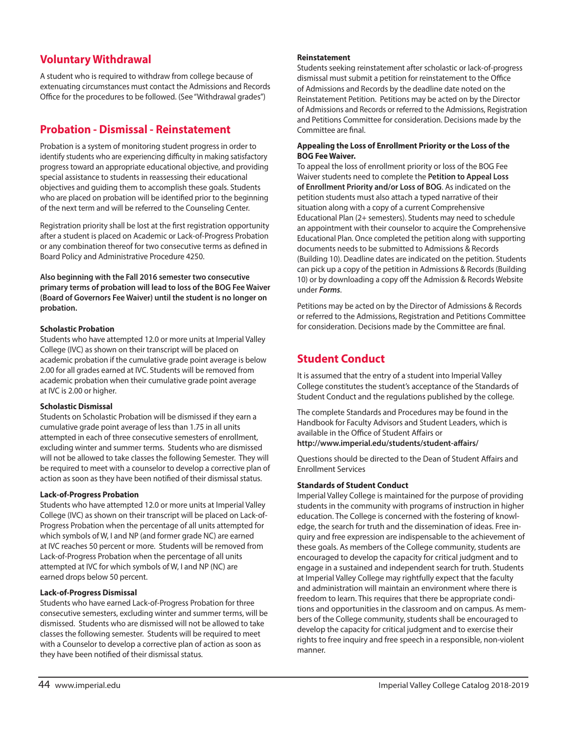## Voluntary Withdrawal

A student who is required to withdraw from college because of extenuating circumstances must contact the Admissions and Records Office for the procedures to be followed. (See "Withdrawal grades")

## Probation - Dismissal - Reinstatement

Probation is a system of monitoring student progress in order to identify students who are experiencing difficulty in making satisfactory progress toward an appropriate educational objective, and providing special assistance to students in reassessing their educational objectives and guiding them to accomplish these goals. Students who are placed on probation will be identified prior to the beginning of the next term and will be referred to the Counseling Center.

Registration priority shall be lost at the first registration opportunity after a student is placed on Academic or Lack-of-Progress Probation or any combination thereof for two consecutive terms as defined in Board Policy and Administrative Procedure 4250.

**Also beginning with the Fall 2016 semester two consecutive primary terms of probation will lead to loss of the BOG Fee Waiver (Board of Governors Fee Waiver) until the student is no longer on probation.**

**Scholastic Probation**
Students who have attempted 12.0 or more units at Imperial Valley College (IVC) as shown on their transcript will be placed on academic probation if the cumulative grade point average is below 2.00 for all grades earned at IVC. Students will be removed from academic probation when their cumulative grade point average at IVC is 2.00 or higher.

**Scholastic Dismissal**
Students on Scholastic Probation will be dismissed if they earn a cumulative grade point average of less than 1.75 in all units attempted in each of three consecutive semesters of enrollment, excluding winter and summer terms. Students who are dismissed will not be allowed to take classes the following Semester. They will be required to meet with a counselor to develop a corrective plan of action as soon as they have been notified of their dismissal status.

**Lack-of-Progress Probation**
Students who have attempted 12.0 or more units at Imperial Valley College (IVC) as shown on their transcript will be placed on Lack-of-Progress Probation when the percentage of all units attempted for which symbols of W, I and NP (and former grade NC) are earned at IVC reaches 50 percent or more. Students will be removed from Lack-of-Progress Probation when the percentage of all units attempted at IVC for which symbols of W, I and NP (NC) are earned drops below 50 percent.

**Lack-of-Progress Dismissal**
Students who have earned Lack-of-Progress Probation for three consecutive semesters, excluding winter and summer terms, will be dismissed. Students who are dismissed will not be allowed to take classes the following semester. Students will be required to meet with a Counselor to develop a corrective plan of action as soon as they have been notified of their dismissal status.

**Reinstatement**
Students seeking reinstatement after scholastic or lack-of-progress dismissal must submit a petition for reinstatement to the Office of Admissions and Records by the deadline date noted on the Reinstatement Petition. Petitions may be acted on by the Director of Admissions and Records or referred to the Admissions, Registration and Petitions Committee for consideration. Decisions made by the Committee are final.

**Appealing the Loss of Enrollment Priority or the Loss of the BOG Fee Waiver.**
To appeal the loss of enrollment priority or loss of the BOG Fee Waiver students need to complete the **Petition to Appeal Loss of Enrollment Priority and/or Loss of BOG**. As indicated on the petition students must also attach a typed narrative of their situation along with a copy of a current Comprehensive Educational Plan (2+ semesters). Students may need to schedule an appointment with their counselor to acquire the Comprehensive Educational Plan. Once completed the petition along with supporting documents needs to be submitted to Admissions & Records (Building 10). Deadline dates are indicated on the petition. Students can pick up a copy of the petition in Admissions & Records (Building 10) or by downloading a copy off the Admission & Records Website under ***Forms***.

Petitions may be acted on by the Director of Admissions & Records or referred to the Admissions, Registration and Petitions Committee for consideration. Decisions made by the Committee are final.

## Student Conduct

It is assumed that the entry of a student into Imperial Valley College constitutes the student's acceptance of the Standards of Student Conduct and the regulations published by the college.

The complete Standards and Procedures may be found in the Handbook for Faculty Advisors and Student Leaders, which is available in the Office of Student Affairs or
**http://www.imperial.edu/students/student-affairs/**

Questions should be directed to the Dean of Student Affairs and Enrollment Services

**Standards of Student Conduct**
Imperial Valley College is maintained for the purpose of providing students in the community with programs of instruction in higher education. The College is concerned with the fostering of knowledge, the search for truth and the dissemination of ideas. Free inquiry and free expression are indispensable to the achievement of these goals. As members of the College community, students are encouraged to develop the capacity for critical judgment and to engage in a sustained and independent search for truth. Students at Imperial Valley College may rightfully expect that the faculty and administration will maintain an environment where there is freedom to learn. This requires that there be appropriate conditions and opportunities in the classroom and on campus. As members of the College community, students shall be encouraged to develop the capacity for critical judgment and to exercise their rights to free inquiry and free speech in a responsible, non-violent manner.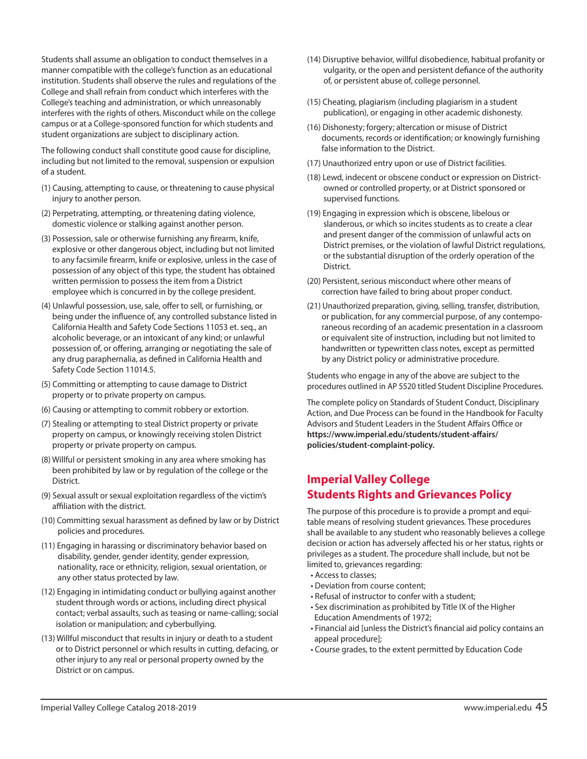Students shall assume an obligation to conduct themselves in a manner compatible with the college's function as an educational institution. Students shall observe the rules and regulations of the College and shall refrain from conduct which interferes with the College's teaching and administration, or which unreasonably interferes with the rights of others. Misconduct while on the college campus or at a College-sponsored function for which students and student organizations are subject to disciplinary action.

The following conduct shall constitute good cause for discipline, including but not limited to the removal, suspension or expulsion of a student.

(1) Causing, attempting to cause, or threatening to cause physical injury to another person.

(2) Perpetrating, attempting, or threatening dating violence, domestic violence or stalking against another person.

(3) Possession, sale or otherwise furnishing any firearm, knife, explosive or other dangerous object, including but not limited to any facsimile firearm, knife or explosive, unless in the case of possession of any object of this type, the student has obtained written permission to possess the item from a District employee which is concurred in by the college president.

(4) Unlawful possession, use, sale, offer to sell, or furnishing, or being under the influence of, any controlled substance listed in California Health and Safety Code Sections 11053 et. seq., an alcoholic beverage, or an intoxicant of any kind; or unlawful possession of, or offering, arranging or negotiating the sale of any drug paraphernalia, as defined in California Health and Safety Code Section 11014.5.

(5) Committing or attempting to cause damage to District property or to private property on campus.

(6) Causing or attempting to commit robbery or extortion.

(7) Stealing or attempting to steal District property or private property on campus, or knowingly receiving stolen District property or private property on campus.

(8) Willful or persistent smoking in any area where smoking has been prohibited by law or by regulation of the college or the District.

(9) Sexual assault or sexual exploitation regardless of the victim's affiliation with the district.

(10) Committing sexual harassment as defined by law or by District policies and procedures.

(11) Engaging in harassing or discriminatory behavior based on disability, gender, gender identity, gender expression, nationality, race or ethnicity, religion, sexual orientation, or any other status protected by law.

(12) Engaging in intimidating conduct or bullying against another student through words or actions, including direct physical contact; verbal assaults, such as teasing or name-calling; social isolation or manipulation; and cyberbullying.

(13) Willful misconduct that results in injury or death to a student or to District personnel or which results in cutting, defacing, or other injury to any real or personal property owned by the District or on campus.

(14) Disruptive behavior, willful disobedience, habitual profanity or vulgarity, or the open and persistent defiance of the authority of, or persistent abuse of, college personnel.

(15) Cheating, plagiarism (including plagiarism in a student publication), or engaging in other academic dishonesty.

(16) Dishonesty; forgery; altercation or misuse of District documents, records or identification; or knowingly furnishing false information to the District.

(17) Unauthorized entry upon or use of District facilities.

(18) Lewd, indecent or obscene conduct or expression on District-owned or controlled property, or at District sponsored or supervised functions.

(19) Engaging in expression which is obscene, libelous or slanderous, or which so incites students as to create a clear and present danger of the commission of unlawful acts on District premises, or the violation of lawful District regulations, or the substantial disruption of the orderly operation of the District.

(20) Persistent, serious misconduct where other means of correction have failed to bring about proper conduct.

(21) Unauthorized preparation, giving, selling, transfer, distribution, or publication, for any commercial purpose, of any contemporaneous recording of an academic presentation in a classroom or equivalent site of instruction, including but not limited to handwritten or typewritten class notes, except as permitted by any District policy or administrative procedure.

Students who engage in any of the above are subject to the procedures outlined in AP 5520 titled Student Discipline Procedures.

The complete policy on Standards of Student Conduct, Disciplinary Action, and Due Process can be found in the Handbook for Faculty Advisors and Student Leaders in the Student Affairs Office or **https://www.imperial.edu/students/student-affairs/policies/student-complaint-policy.**

## Imperial Valley College Students Rights and Grievances Policy

The purpose of this procedure is to provide a prompt and equitable means of resolving student grievances. These procedures shall be available to any student who reasonably believes a college decision or action has adversely affected his or her status, rights or privileges as a student. The procedure shall include, but not be limited to, grievances regarding:

- Access to classes;
- Deviation from course content;
- Refusal of instructor to confer with a student;
- Sex discrimination as prohibited by Title IX of the Higher Education Amendments of 1972;
- Financial aid [unless the District's financial aid policy contains an appeal procedure];
- Course grades, to the extent permitted by Education Code